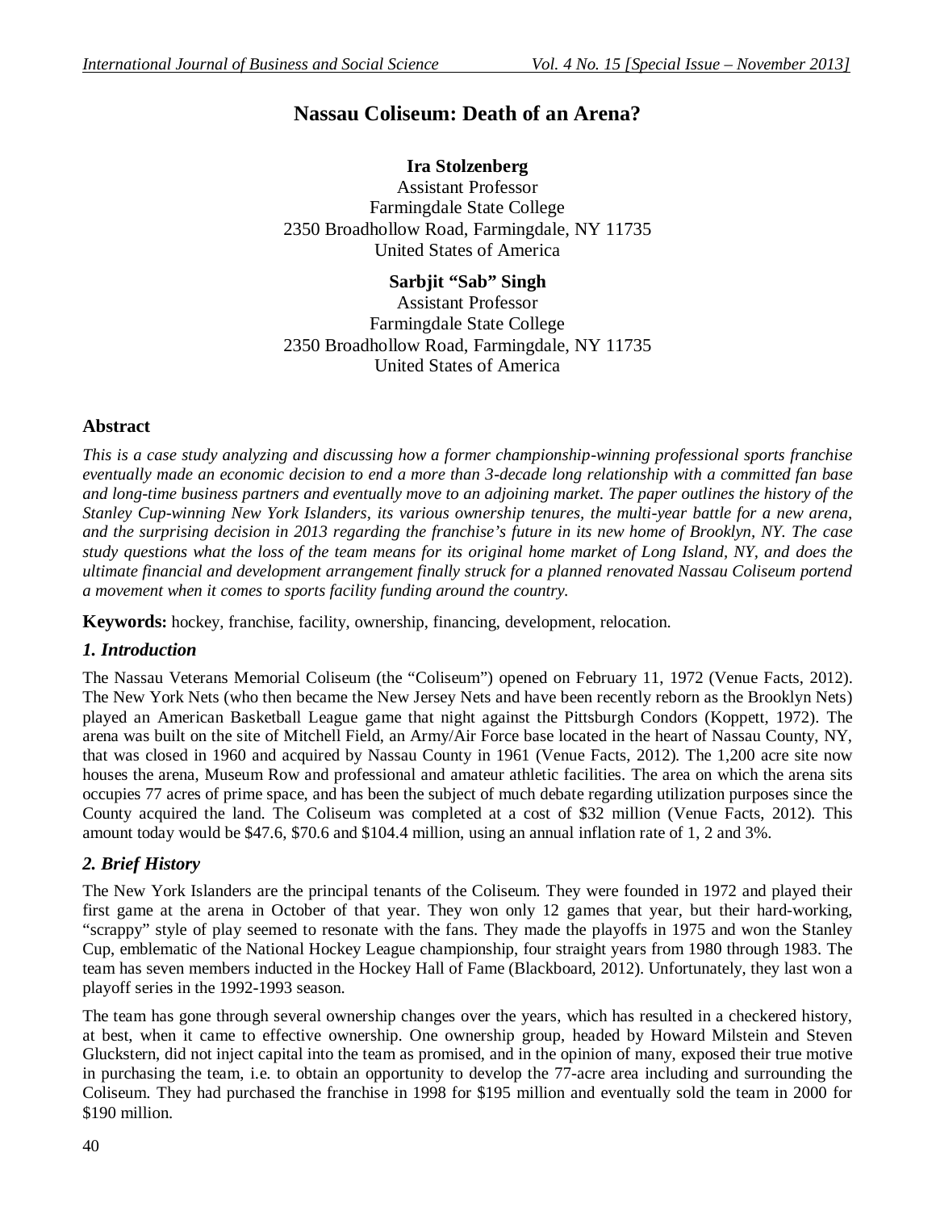# Nassau Coliseum: Death of an Arena?

**Ira Stolzenberg**
Assistant Professor
Farmingdale State College
2350 Broadhollow Road, Farmingdale, NY 11735
United States of America

**Sarbjit "Sab" Singh**
Assistant Professor
Farmingdale State College
2350 Broadhollow Road, Farmingdale, NY 11735
United States of America

## Abstract

*This is a case study analyzing and discussing how a former championship-winning professional sports franchise eventually made an economic decision to end a more than 3-decade long relationship with a committed fan base and long-time business partners and eventually move to an adjoining market. The paper outlines the history of the Stanley Cup-winning New York Islanders, its various ownership tenures, the multi-year battle for a new arena, and the surprising decision in 2013 regarding the franchise's future in its new home of Brooklyn, NY. The case study questions what the loss of the team means for its original home market of Long Island, NY, and does the ultimate financial and development arrangement finally struck for a planned renovated Nassau Coliseum portend a movement when it comes to sports facility funding around the country.*

**Keywords:** hockey, franchise, facility, ownership, financing, development, relocation.

## *1. Introduction*

The Nassau Veterans Memorial Coliseum (the "Coliseum") opened on February 11, 1972 (Venue Facts, 2012). The New York Nets (who then became the New Jersey Nets and have been recently reborn as the Brooklyn Nets) played an American Basketball League game that night against the Pittsburgh Condors (Koppett, 1972). The arena was built on the site of Mitchell Field, an Army/Air Force base located in the heart of Nassau County, NY, that was closed in 1960 and acquired by Nassau County in 1961 (Venue Facts, 2012). The 1,200 acre site now houses the arena, Museum Row and professional and amateur athletic facilities. The area on which the arena sits occupies 77 acres of prime space, and has been the subject of much debate regarding utilization purposes since the County acquired the land. The Coliseum was completed at a cost of $32 million (Venue Facts, 2012). This amount today would be $47.6, $70.6 and $104.4 million, using an annual inflation rate of 1, 2 and 3%.

## *2. Brief History*

The New York Islanders are the principal tenants of the Coliseum. They were founded in 1972 and played their first game at the arena in October of that year. They won only 12 games that year, but their hard-working, "scrappy" style of play seemed to resonate with the fans. They made the playoffs in 1975 and won the Stanley Cup, emblematic of the National Hockey League championship, four straight years from 1980 through 1983. The team has seven members inducted in the Hockey Hall of Fame (Blackboard, 2012). Unfortunately, they last won a playoff series in the 1992-1993 season.

The team has gone through several ownership changes over the years, which has resulted in a checkered history, at best, when it came to effective ownership. One ownership group, headed by Howard Milstein and Steven Gluckstern, did not inject capital into the team as promised, and in the opinion of many, exposed their true motive in purchasing the team, i.e. to obtain an opportunity to develop the 77-acre area including and surrounding the Coliseum. They had purchased the franchise in 1998 for $195 million and eventually sold the team in 2000 for $190 million.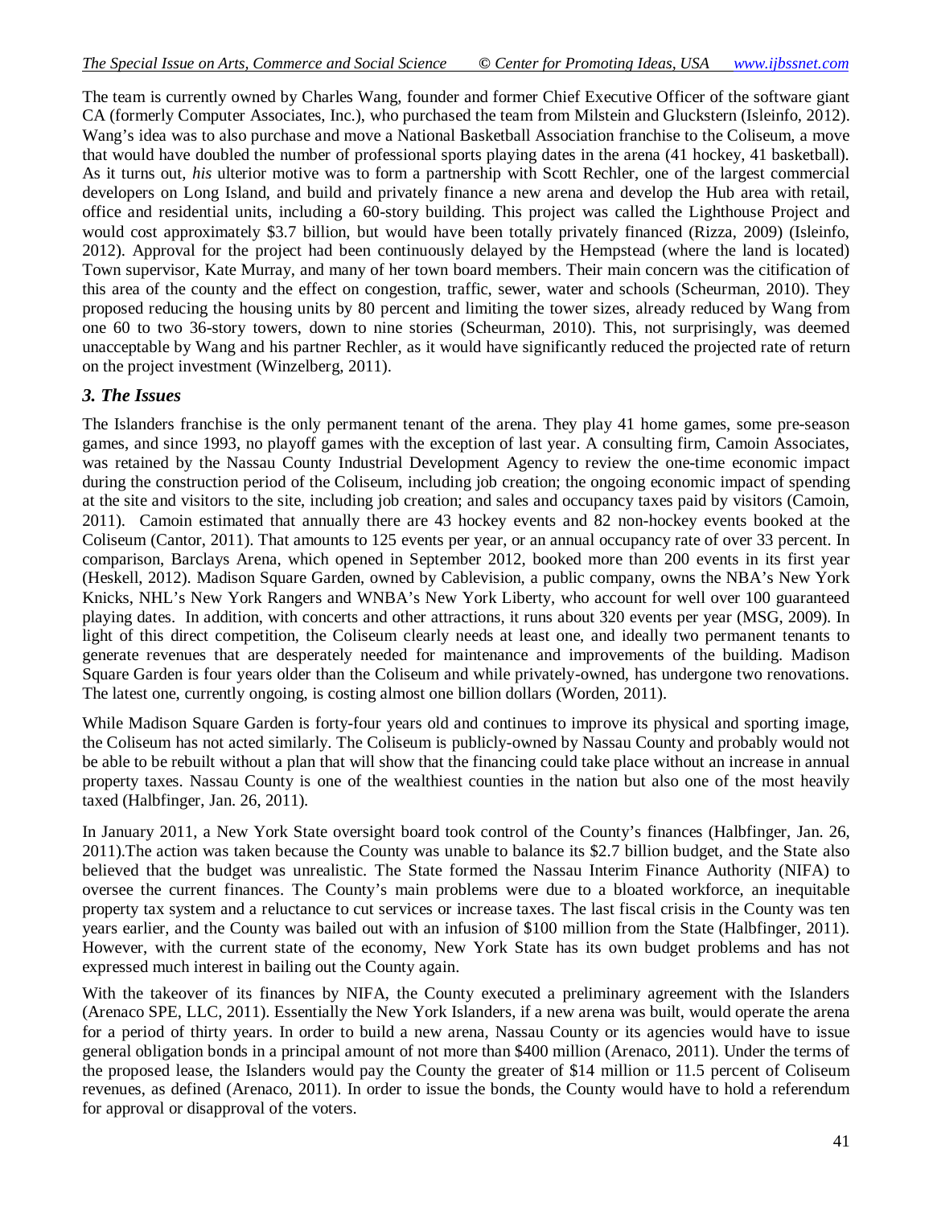The team is currently owned by Charles Wang, founder and former Chief Executive Officer of the software giant CA (formerly Computer Associates, Inc.), who purchased the team from Milstein and Gluckstern (Isleinfo, 2012). Wang's idea was to also purchase and move a National Basketball Association franchise to the Coliseum, a move that would have doubled the number of professional sports playing dates in the arena (41 hockey, 41 basketball). As it turns out, *his* ulterior motive was to form a partnership with Scott Rechler, one of the largest commercial developers on Long Island, and build and privately finance a new arena and develop the Hub area with retail, office and residential units, including a 60-story building. This project was called the Lighthouse Project and would cost approximately $3.7 billion, but would have been totally privately financed (Rizza, 2009) (Isleinfo, 2012). Approval for the project had been continuously delayed by the Hempstead (where the land is located) Town supervisor, Kate Murray, and many of her town board members. Their main concern was the citification of this area of the county and the effect on congestion, traffic, sewer, water and schools (Scheurman, 2010). They proposed reducing the housing units by 80 percent and limiting the tower sizes, already reduced by Wang from one 60 to two 36-story towers, down to nine stories (Scheurman, 2010). This, not surprisingly, was deemed unacceptable by Wang and his partner Rechler, as it would have significantly reduced the projected rate of return on the project investment (Winzelberg, 2011).

### *3. The Issues*

The Islanders franchise is the only permanent tenant of the arena. They play 41 home games, some pre-season games, and since 1993, no playoff games with the exception of last year. A consulting firm, Camoin Associates, was retained by the Nassau County Industrial Development Agency to review the one-time economic impact during the construction period of the Coliseum, including job creation; the ongoing economic impact of spending at the site and visitors to the site, including job creation; and sales and occupancy taxes paid by visitors (Camoin, 2011). Camoin estimated that annually there are 43 hockey events and 82 non-hockey events booked at the Coliseum (Cantor, 2011). That amounts to 125 events per year, or an annual occupancy rate of over 33 percent. In comparison, Barclays Arena, which opened in September 2012, booked more than 200 events in its first year (Heskell, 2012). Madison Square Garden, owned by Cablevision, a public company, owns the NBA's New York Knicks, NHL's New York Rangers and WNBA's New York Liberty, who account for well over 100 guaranteed playing dates. In addition, with concerts and other attractions, it runs about 320 events per year (MSG, 2009). In light of this direct competition, the Coliseum clearly needs at least one, and ideally two permanent tenants to generate revenues that are desperately needed for maintenance and improvements of the building. Madison Square Garden is four years older than the Coliseum and while privately-owned, has undergone two renovations. The latest one, currently ongoing, is costing almost one billion dollars (Worden, 2011).

While Madison Square Garden is forty-four years old and continues to improve its physical and sporting image, the Coliseum has not acted similarly. The Coliseum is publicly-owned by Nassau County and probably would not be able to be rebuilt without a plan that will show that the financing could take place without an increase in annual property taxes. Nassau County is one of the wealthiest counties in the nation but also one of the most heavily taxed (Halbfinger, Jan. 26, 2011).

In January 2011, a New York State oversight board took control of the County's finances (Halbfinger, Jan. 26, 2011).The action was taken because the County was unable to balance its $2.7 billion budget, and the State also believed that the budget was unrealistic. The State formed the Nassau Interim Finance Authority (NIFA) to oversee the current finances. The County's main problems were due to a bloated workforce, an inequitable property tax system and a reluctance to cut services or increase taxes. The last fiscal crisis in the County was ten years earlier, and the County was bailed out with an infusion of $100 million from the State (Halbfinger, 2011). However, with the current state of the economy, New York State has its own budget problems and has not expressed much interest in bailing out the County again.

With the takeover of its finances by NIFA, the County executed a preliminary agreement with the Islanders (Arenaco SPE, LLC, 2011). Essentially the New York Islanders, if a new arena was built, would operate the arena for a period of thirty years. In order to build a new arena, Nassau County or its agencies would have to issue general obligation bonds in a principal amount of not more than $400 million (Arenaco, 2011). Under the terms of the proposed lease, the Islanders would pay the County the greater of $14 million or 11.5 percent of Coliseum revenues, as defined (Arenaco, 2011). In order to issue the bonds, the County would have to hold a referendum for approval or disapproval of the voters.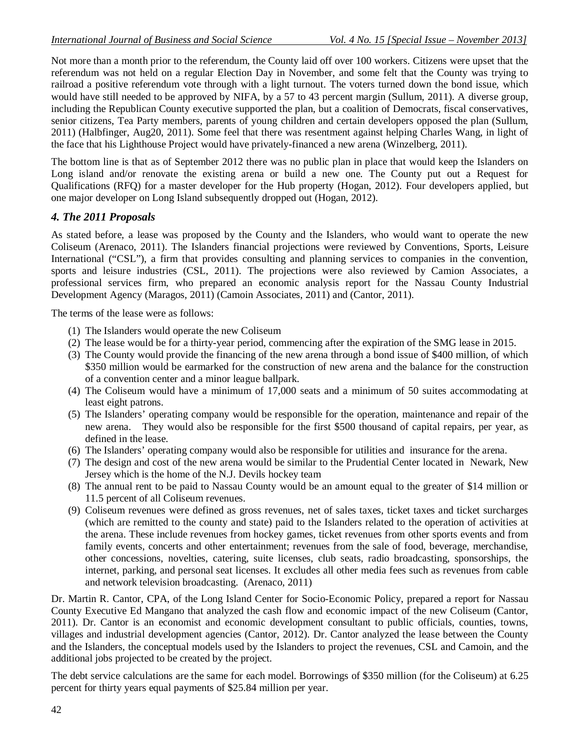Not more than a month prior to the referendum, the County laid off over 100 workers. Citizens were upset that the referendum was not held on a regular Election Day in November, and some felt that the County was trying to railroad a positive referendum vote through with a light turnout. The voters turned down the bond issue, which would have still needed to be approved by NIFA, by a 57 to 43 percent margin (Sullum, 2011). A diverse group, including the Republican County executive supported the plan, but a coalition of Democrats, fiscal conservatives, senior citizens, Tea Party members, parents of young children and certain developers opposed the plan (Sullum, 2011) (Halbfinger, Aug20, 2011). Some feel that there was resentment against helping Charles Wang, in light of the face that his Lighthouse Project would have privately-financed a new arena (Winzelberg, 2011).

The bottom line is that as of September 2012 there was no public plan in place that would keep the Islanders on Long island and/or renovate the existing arena or build a new one. The County put out a Request for Qualifications (RFQ) for a master developer for the Hub property (Hogan, 2012). Four developers applied, but one major developer on Long Island subsequently dropped out (Hogan, 2012).

## *4. The 2011 Proposals*

As stated before, a lease was proposed by the County and the Islanders, who would want to operate the new Coliseum (Arenaco, 2011). The Islanders financial projections were reviewed by Conventions, Sports, Leisure International ("CSL"), a firm that provides consulting and planning services to companies in the convention, sports and leisure industries (CSL, 2011). The projections were also reviewed by Camion Associates, a professional services firm, who prepared an economic analysis report for the Nassau County Industrial Development Agency (Maragos, 2011) (Camoin Associates, 2011) and (Cantor, 2011).

The terms of the lease were as follows:

(1) The Islanders would operate the new Coliseum
(2) The lease would be for a thirty-year period, commencing after the expiration of the SMG lease in 2015.
(3) The County would provide the financing of the new arena through a bond issue of $400 million, of which $350 million would be earmarked for the construction of new arena and the balance for the construction of a convention center and a minor league ballpark.
(4) The Coliseum would have a minimum of 17,000 seats and a minimum of 50 suites accommodating at least eight patrons.
(5) The Islanders' operating company would be responsible for the operation, maintenance and repair of the new arena. They would also be responsible for the first $500 thousand of capital repairs, per year, as defined in the lease.
(6) The Islanders' operating company would also be responsible for utilities and insurance for the arena.
(7) The design and cost of the new arena would be similar to the Prudential Center located in Newark, New Jersey which is the home of the N.J. Devils hockey team
(8) The annual rent to be paid to Nassau County would be an amount equal to the greater of $14 million or 11.5 percent of all Coliseum revenues.
(9) Coliseum revenues were defined as gross revenues, net of sales taxes, ticket taxes and ticket surcharges (which are remitted to the county and state) paid to the Islanders related to the operation of activities at the arena. These include revenues from hockey games, ticket revenues from other sports events and from family events, concerts and other entertainment; revenues from the sale of food, beverage, merchandise, other concessions, novelties, catering, suite licenses, club seats, radio broadcasting, sponsorships, the internet, parking, and personal seat licenses. It excludes all other media fees such as revenues from cable and network television broadcasting. (Arenaco, 2011)

Dr. Martin R. Cantor, CPA, of the Long Island Center for Socio-Economic Policy, prepared a report for Nassau County Executive Ed Mangano that analyzed the cash flow and economic impact of the new Coliseum (Cantor, 2011). Dr. Cantor is an economist and economic development consultant to public officials, counties, towns, villages and industrial development agencies (Cantor, 2012). Dr. Cantor analyzed the lease between the County and the Islanders, the conceptual models used by the Islanders to project the revenues, CSL and Camoin, and the additional jobs projected to be created by the project.

The debt service calculations are the same for each model. Borrowings of $350 million (for the Coliseum) at 6.25 percent for thirty years equal payments of $25.84 million per year.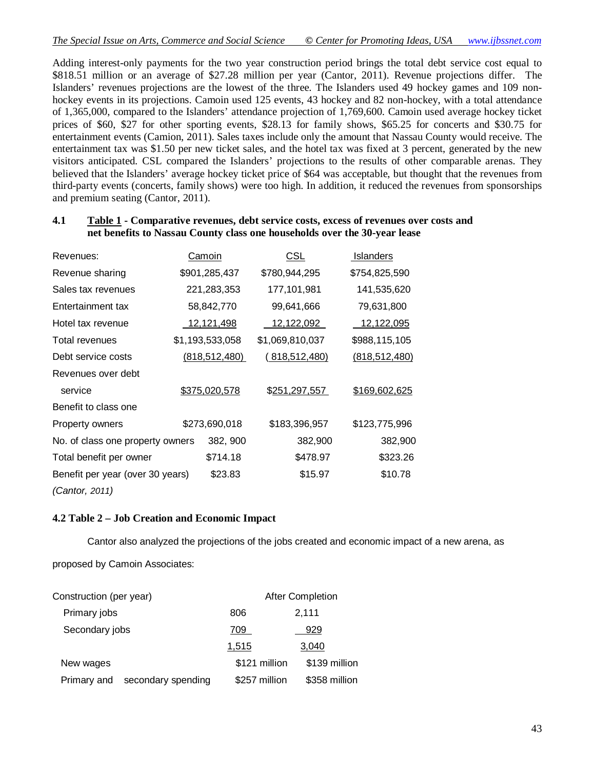Adding interest-only payments for the two year construction period brings the total debt service cost equal to $818.51 million or an average of $27.28 million per year (Cantor, 2011). Revenue projections differ. The Islanders' revenues projections are the lowest of the three. The Islanders used 49 hockey games and 109 non-hockey events in its projections. Camoin used 125 events, 43 hockey and 82 non-hockey, with a total attendance of 1,365,000, compared to the Islanders' attendance projection of 1,769,600. Camoin used average hockey ticket prices of $60, $27 for other sporting events, $28.13 for family shows, $65.25 for concerts and $30.75 for entertainment events (Camion, 2011). Sales taxes include only the amount that Nassau County would receive. The entertainment tax was $1.50 per new ticket sales, and the hotel tax was fixed at 3 percent, generated by the new visitors anticipated. CSL compared the Islanders' projections to the results of other comparable arenas. They believed that the Islanders' average hockey ticket price of $64 was acceptable, but thought that the revenues from third-party events (concerts, family shows) were too high. In addition, it reduced the revenues from sponsorships and premium seating (Cantor, 2011).

### 4.1 Table 1 - Comparative revenues, debt service costs, excess of revenues over costs and net benefits to Nassau County class one households over the 30-year lease

| Revenues: | Camoin | CSL | Islanders |
|---|---|---|---|
| Revenue sharing | $901,285,437 | $780,944,295 | $754,825,590 |
| Sales tax revenues | 221,283,353 | 177,101,981 | 141,535,620 |
| Entertainment tax | 58,842,770 | 99,641,666 | 79,631,800 |
| Hotel tax revenue | 12,121,498 | 12,122,092 | 12,122,095 |
| Total revenues | $1,193,533,058 | $1,069,810,037 | $988,115,105 |
| Debt service costs | (818,512,480) | (818,512,480) | (818,512,480) |
| Revenues over debt service | $375,020,578 | $251,297,557 | $169,602,625 |
| Benefit to class one Property owners | $273,690,018 | $183,396,957 | $123,775,996 |
| No. of class one property owners | 382, 900 | 382,900 | 382,900 |
| Total benefit per owner | $714.18 | $478.97 | $323.26 |
| Benefit per year (over 30 years) | $23.83 | $15.97 | $10.78 |

*(Cantor, 2011)*

### 4.2 Table 2 – Job Creation and Economic Impact

Cantor also analyzed the projections of the jobs created and economic impact of a new arena, as proposed by Camoin Associates:

| | Construction (per year) | After Completion |
|---|---|---|
| Primary jobs | 806 | 2,111 |
| Secondary jobs | 709 | 929 |
| | 1,515 | 3,040 |
| New wages | $121 million | $139 million |
| Primary and secondary spending | $257 million | $358 million |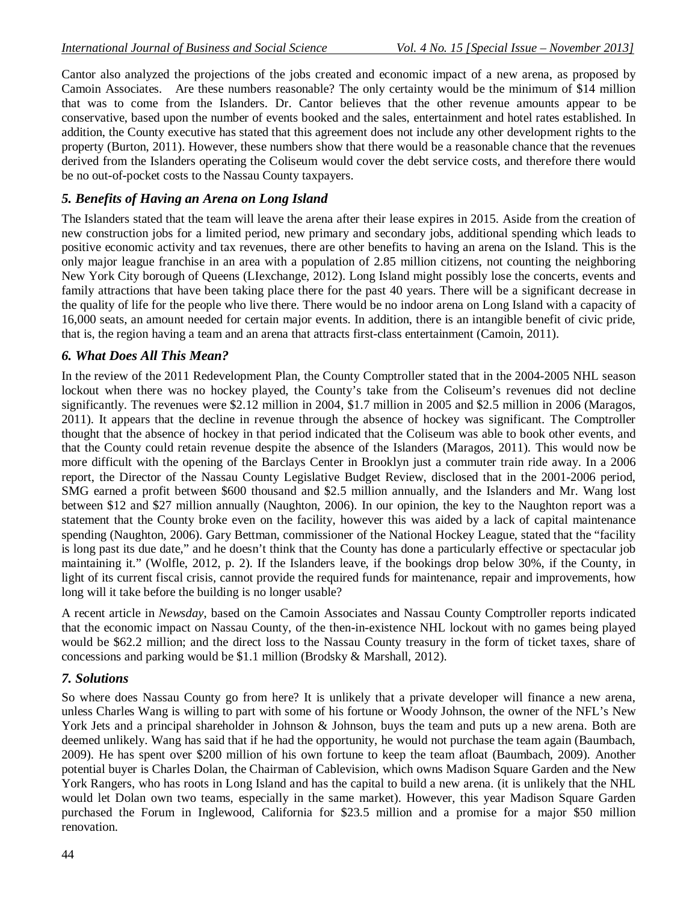Cantor also analyzed the projections of the jobs created and economic impact of a new arena, as proposed by Camoin Associates. Are these numbers reasonable? The only certainty would be the minimum of $14 million that was to come from the Islanders. Dr. Cantor believes that the other revenue amounts appear to be conservative, based upon the number of events booked and the sales, entertainment and hotel rates established. In addition, the County executive has stated that this agreement does not include any other development rights to the property (Burton, 2011). However, these numbers show that there would be a reasonable chance that the revenues derived from the Islanders operating the Coliseum would cover the debt service costs, and therefore there would be no out-of-pocket costs to the Nassau County taxpayers.

## *5. Benefits of Having an Arena on Long Island*

The Islanders stated that the team will leave the arena after their lease expires in 2015. Aside from the creation of new construction jobs for a limited period, new primary and secondary jobs, additional spending which leads to positive economic activity and tax revenues, there are other benefits to having an arena on the Island. This is the only major league franchise in an area with a population of 2.85 million citizens, not counting the neighboring New York City borough of Queens (LIexchange, 2012). Long Island might possibly lose the concerts, events and family attractions that have been taking place there for the past 40 years. There will be a significant decrease in the quality of life for the people who live there. There would be no indoor arena on Long Island with a capacity of 16,000 seats, an amount needed for certain major events. In addition, there is an intangible benefit of civic pride, that is, the region having a team and an arena that attracts first-class entertainment (Camoin, 2011).

## *6. What Does All This Mean?*

In the review of the 2011 Redevelopment Plan, the County Comptroller stated that in the 2004-2005 NHL season lockout when there was no hockey played, the County's take from the Coliseum's revenues did not decline significantly. The revenues were $2.12 million in 2004, $1.7 million in 2005 and $2.5 million in 2006 (Maragos, 2011). It appears that the decline in revenue through the absence of hockey was significant. The Comptroller thought that the absence of hockey in that period indicated that the Coliseum was able to book other events, and that the County could retain revenue despite the absence of the Islanders (Maragos, 2011). This would now be more difficult with the opening of the Barclays Center in Brooklyn just a commuter train ride away. In a 2006 report, the Director of the Nassau County Legislative Budget Review, disclosed that in the 2001-2006 period, SMG earned a profit between $600 thousand and $2.5 million annually, and the Islanders and Mr. Wang lost between $12 and $27 million annually (Naughton, 2006). In our opinion, the key to the Naughton report was a statement that the County broke even on the facility, however this was aided by a lack of capital maintenance spending (Naughton, 2006). Gary Bettman, commissioner of the National Hockey League, stated that the "facility is long past its due date," and he doesn't think that the County has done a particularly effective or spectacular job maintaining it." (Wolfle, 2012, p. 2). If the Islanders leave, if the bookings drop below 30%, if the County, in light of its current fiscal crisis, cannot provide the required funds for maintenance, repair and improvements, how long will it take before the building is no longer usable?

A recent article in *Newsday*, based on the Camoin Associates and Nassau County Comptroller reports indicated that the economic impact on Nassau County, of the then-in-existence NHL lockout with no games being played would be $62.2 million; and the direct loss to the Nassau County treasury in the form of ticket taxes, share of concessions and parking would be $1.1 million (Brodsky & Marshall, 2012).

## *7. Solutions*

So where does Nassau County go from here? It is unlikely that a private developer will finance a new arena, unless Charles Wang is willing to part with some of his fortune or Woody Johnson, the owner of the NFL's New York Jets and a principal shareholder in Johnson & Johnson, buys the team and puts up a new arena. Both are deemed unlikely. Wang has said that if he had the opportunity, he would not purchase the team again (Baumbach, 2009). He has spent over $200 million of his own fortune to keep the team afloat (Baumbach, 2009). Another potential buyer is Charles Dolan, the Chairman of Cablevision, which owns Madison Square Garden and the New York Rangers, who has roots in Long Island and has the capital to build a new arena. (it is unlikely that the NHL would let Dolan own two teams, especially in the same market). However, this year Madison Square Garden purchased the Forum in Inglewood, California for $23.5 million and a promise for a major $50 million renovation.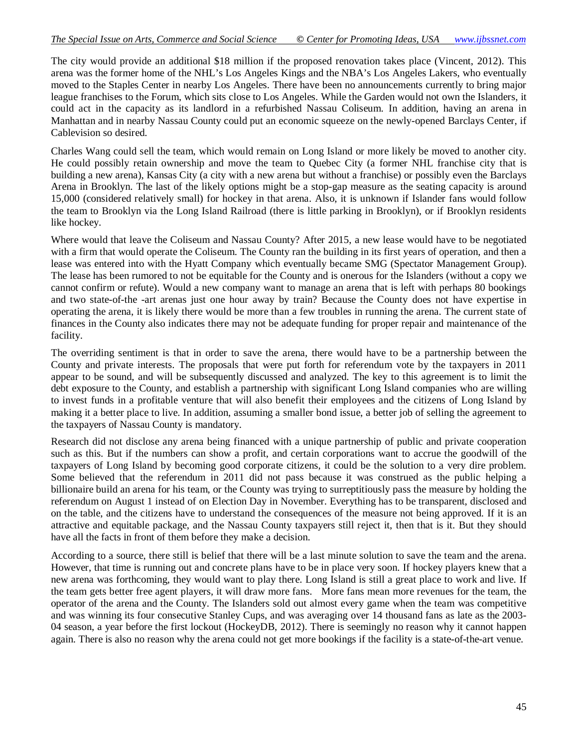The city would provide an additional \$18 million if the proposed renovation takes place (Vincent, 2012). This arena was the former home of the NHL's Los Angeles Kings and the NBA's Los Angeles Lakers, who eventually moved to the Staples Center in nearby Los Angeles. There have been no announcements currently to bring major league franchises to the Forum, which sits close to Los Angeles. While the Garden would not own the Islanders, it could act in the capacity as its landlord in a refurbished Nassau Coliseum. In addition, having an arena in Manhattan and in nearby Nassau County could put an economic squeeze on the newly-opened Barclays Center, if Cablevision so desired.

Charles Wang could sell the team, which would remain on Long Island or more likely be moved to another city. He could possibly retain ownership and move the team to Quebec City (a former NHL franchise city that is building a new arena), Kansas City (a city with a new arena but without a franchise) or possibly even the Barclays Arena in Brooklyn. The last of the likely options might be a stop-gap measure as the seating capacity is around 15,000 (considered relatively small) for hockey in that arena. Also, it is unknown if Islander fans would follow the team to Brooklyn via the Long Island Railroad (there is little parking in Brooklyn), or if Brooklyn residents like hockey.

Where would that leave the Coliseum and Nassau County? After 2015, a new lease would have to be negotiated with a firm that would operate the Coliseum. The County ran the building in its first years of operation, and then a lease was entered into with the Hyatt Company which eventually became SMG (Spectator Management Group). The lease has been rumored to not be equitable for the County and is onerous for the Islanders (without a copy we cannot confirm or refute). Would a new company want to manage an arena that is left with perhaps 80 bookings and two state-of-the -art arenas just one hour away by train? Because the County does not have expertise in operating the arena, it is likely there would be more than a few troubles in running the arena. The current state of finances in the County also indicates there may not be adequate funding for proper repair and maintenance of the facility.

The overriding sentiment is that in order to save the arena, there would have to be a partnership between the County and private interests. The proposals that were put forth for referendum vote by the taxpayers in 2011 appear to be sound, and will be subsequently discussed and analyzed. The key to this agreement is to limit the debt exposure to the County, and establish a partnership with significant Long Island companies who are willing to invest funds in a profitable venture that will also benefit their employees and the citizens of Long Island by making it a better place to live. In addition, assuming a smaller bond issue, a better job of selling the agreement to the taxpayers of Nassau County is mandatory.

Research did not disclose any arena being financed with a unique partnership of public and private cooperation such as this. But if the numbers can show a profit, and certain corporations want to accrue the goodwill of the taxpayers of Long Island by becoming good corporate citizens, it could be the solution to a very dire problem. Some believed that the referendum in 2011 did not pass because it was construed as the public helping a billionaire build an arena for his team, or the County was trying to surreptitiously pass the measure by holding the referendum on August 1 instead of on Election Day in November. Everything has to be transparent, disclosed and on the table, and the citizens have to understand the consequences of the measure not being approved. If it is an attractive and equitable package, and the Nassau County taxpayers still reject it, then that is it. But they should have all the facts in front of them before they make a decision.

According to a source, there still is belief that there will be a last minute solution to save the team and the arena. However, that time is running out and concrete plans have to be in place very soon. If hockey players knew that a new arena was forthcoming, they would want to play there. Long Island is still a great place to work and live. If the team gets better free agent players, it will draw more fans. More fans mean more revenues for the team, the operator of the arena and the County. The Islanders sold out almost every game when the team was competitive and was winning its four consecutive Stanley Cups, and was averaging over 14 thousand fans as late as the 2003-04 season, a year before the first lockout (HockeyDB, 2012). There is seemingly no reason why it cannot happen again. There is also no reason why the arena could not get more bookings if the facility is a state-of-the-art venue.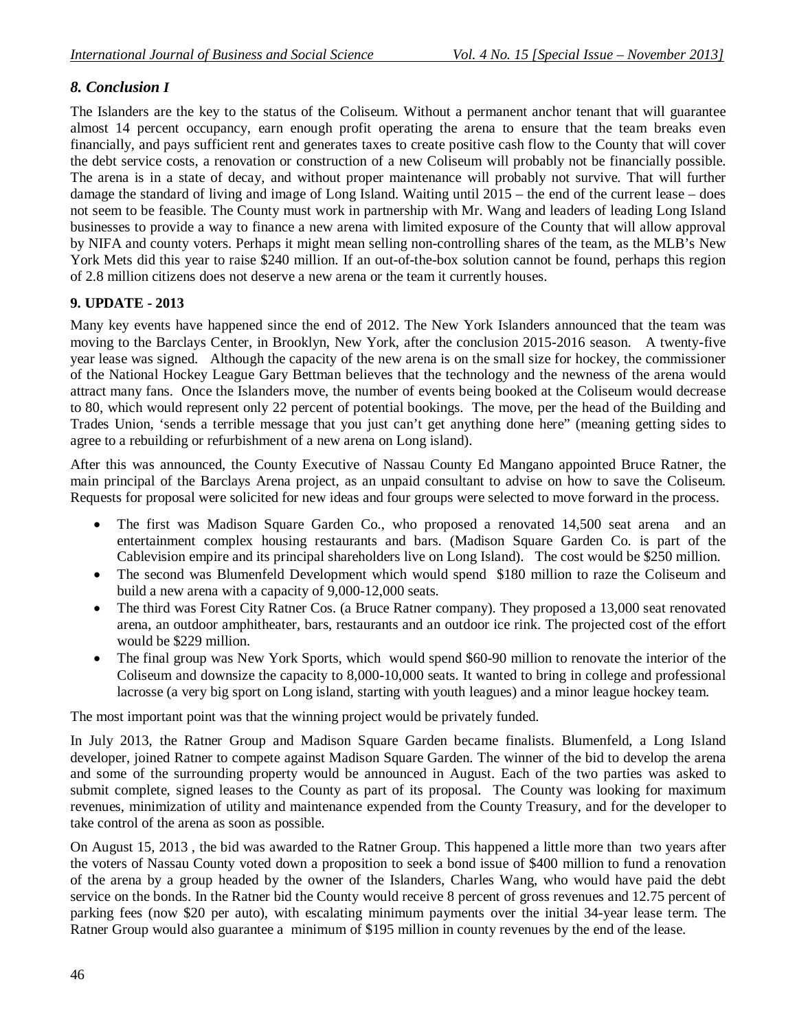## *8. Conclusion I*

The Islanders are the key to the status of the Coliseum. Without a permanent anchor tenant that will guarantee almost 14 percent occupancy, earn enough profit operating the arena to ensure that the team breaks even financially, and pays sufficient rent and generates taxes to create positive cash flow to the County that will cover the debt service costs, a renovation or construction of a new Coliseum will probably not be financially possible. The arena is in a state of decay, and without proper maintenance will probably not survive. That will further damage the standard of living and image of Long Island. Waiting until 2015 – the end of the current lease – does not seem to be feasible. The County must work in partnership with Mr. Wang and leaders of leading Long Island businesses to provide a way to finance a new arena with limited exposure of the County that will allow approval by NIFA and county voters. Perhaps it might mean selling non-controlling shares of the team, as the MLB's New York Mets did this year to raise $240 million. If an out-of-the-box solution cannot be found, perhaps this region of 2.8 million citizens does not deserve a new arena or the team it currently houses.

## 9. UPDATE - 2013

Many key events have happened since the end of 2012. The New York Islanders announced that the team was moving to the Barclays Center, in Brooklyn, New York, after the conclusion 2015-2016 season. A twenty-five year lease was signed. Although the capacity of the new arena is on the small size for hockey, the commissioner of the National Hockey League Gary Bettman believes that the technology and the newness of the arena would attract many fans. Once the Islanders move, the number of events being booked at the Coliseum would decrease to 80, which would represent only 22 percent of potential bookings. The move, per the head of the Building and Trades Union, 'sends a terrible message that you just can't get anything done here" (meaning getting sides to agree to a rebuilding or refurbishment of a new arena on Long island).

After this was announced, the County Executive of Nassau County Ed Mangano appointed Bruce Ratner, the main principal of the Barclays Arena project, as an unpaid consultant to advise on how to save the Coliseum. Requests for proposal were solicited for new ideas and four groups were selected to move forward in the process.

- The first was Madison Square Garden Co., who proposed a renovated 14,500 seat arena and an entertainment complex housing restaurants and bars. (Madison Square Garden Co. is part of the Cablevision empire and its principal shareholders live on Long Island). The cost would be $250 million.
- The second was Blumenfeld Development which would spend $180 million to raze the Coliseum and build a new arena with a capacity of 9,000-12,000 seats.
- The third was Forest City Ratner Cos. (a Bruce Ratner company). They proposed a 13,000 seat renovated arena, an outdoor amphitheater, bars, restaurants and an outdoor ice rink. The projected cost of the effort would be $229 million.
- The final group was New York Sports, which would spend $60-90 million to renovate the interior of the Coliseum and downsize the capacity to 8,000-10,000 seats. It wanted to bring in college and professional lacrosse (a very big sport on Long island, starting with youth leagues) and a minor league hockey team.

The most important point was that the winning project would be privately funded.

In July 2013, the Ratner Group and Madison Square Garden became finalists. Blumenfeld, a Long Island developer, joined Ratner to compete against Madison Square Garden. The winner of the bid to develop the arena and some of the surrounding property would be announced in August. Each of the two parties was asked to submit complete, signed leases to the County as part of its proposal. The County was looking for maximum revenues, minimization of utility and maintenance expended from the County Treasury, and for the developer to take control of the arena as soon as possible.

On August 15, 2013 , the bid was awarded to the Ratner Group. This happened a little more than two years after the voters of Nassau County voted down a proposition to seek a bond issue of $400 million to fund a renovation of the arena by a group headed by the owner of the Islanders, Charles Wang, who would have paid the debt service on the bonds. In the Ratner bid the County would receive 8 percent of gross revenues and 12.75 percent of parking fees (now $20 per auto), with escalating minimum payments over the initial 34-year lease term. The Ratner Group would also guarantee a minimum of $195 million in county revenues by the end of the lease.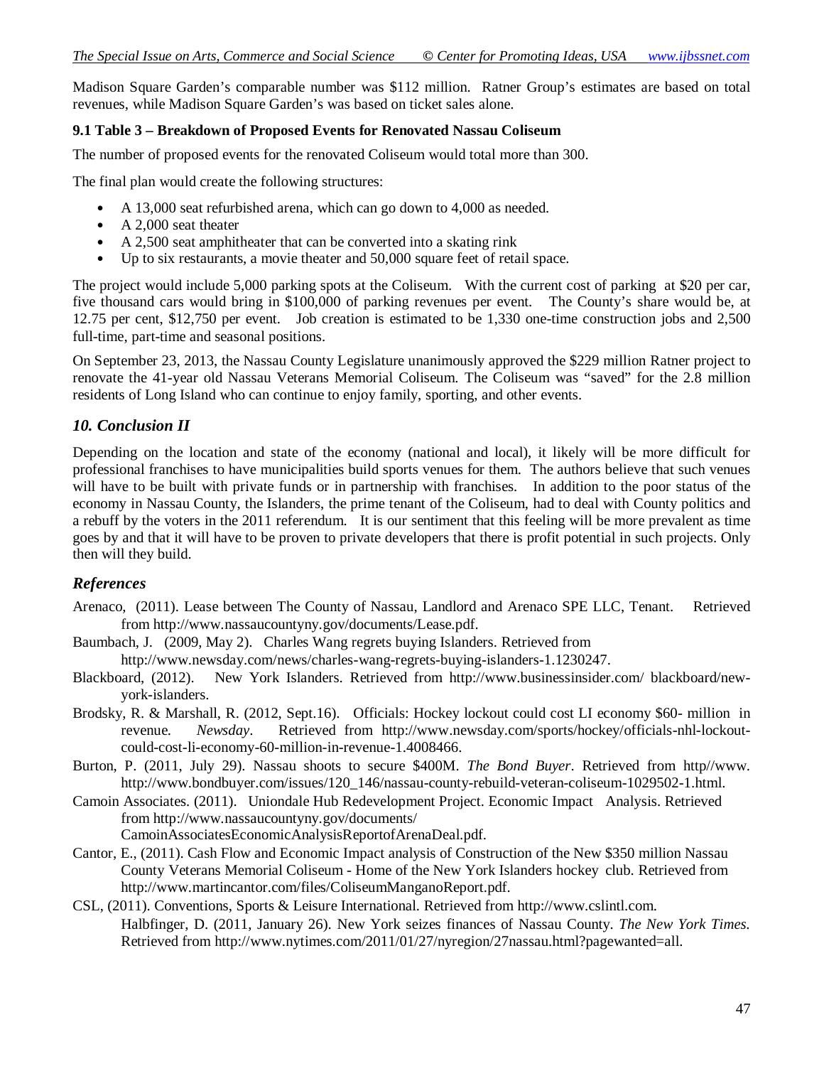Madison Square Garden's comparable number was $112 million. Ratner Group's estimates are based on total revenues, while Madison Square Garden's was based on ticket sales alone.

### 9.1 Table 3 – Breakdown of Proposed Events for Renovated Nassau Coliseum

The number of proposed events for the renovated Coliseum would total more than 300.

The final plan would create the following structures:

- A 13,000 seat refurbished arena, which can go down to 4,000 as needed.
- A 2,000 seat theater
- A 2,500 seat amphitheater that can be converted into a skating rink
- Up to six restaurants, a movie theater and 50,000 square feet of retail space.

The project would include 5,000 parking spots at the Coliseum. With the current cost of parking at $20 per car, five thousand cars would bring in $100,000 of parking revenues per event. The County's share would be, at 12.75 per cent, $12,750 per event. Job creation is estimated to be 1,330 one-time construction jobs and 2,500 full-time, part-time and seasonal positions.

On September 23, 2013, the Nassau County Legislature unanimously approved the $229 million Ratner project to renovate the 41-year old Nassau Veterans Memorial Coliseum. The Coliseum was "saved" for the 2.8 million residents of Long Island who can continue to enjoy family, sporting, and other events.

## *10. Conclusion II*

Depending on the location and state of the economy (national and local), it likely will be more difficult for professional franchises to have municipalities build sports venues for them. The authors believe that such venues will have to be built with private funds or in partnership with franchises. In addition to the poor status of the economy in Nassau County, the Islanders, the prime tenant of the Coliseum, had to deal with County politics and a rebuff by the voters in the 2011 referendum. It is our sentiment that this feeling will be more prevalent as time goes by and that it will have to be proven to private developers that there is profit potential in such projects. Only then will they build.

## *References*

Arenaco, (2011). Lease between The County of Nassau, Landlord and Arenaco SPE LLC, Tenant. Retrieved from http://www.nassaucountyny.gov/documents/Lease.pdf.

Baumbach, J. (2009, May 2). Charles Wang regrets buying Islanders. Retrieved from http://www.newsday.com/news/charles-wang-regrets-buying-islanders-1.1230247.

Blackboard, (2012). New York Islanders. Retrieved from http://www.businessinsider.com/ blackboard/new-york-islanders.

Brodsky, R. & Marshall, R. (2012, Sept.16). Officials: Hockey lockout could cost LI economy $60- million in revenue. *Newsday*. Retrieved from http://www.newsday.com/sports/hockey/officials-nhl-lockout-could-cost-li-economy-60-million-in-revenue-1.4008466.

Burton, P. (2011, July 29). Nassau shoots to secure $400M. *The Bond Buyer*. Retrieved from http//www. http://www.bondbuyer.com/issues/120_146/nassau-county-rebuild-veteran-coliseum-1029502-1.html.

Camoin Associates. (2011). Uniondale Hub Redevelopment Project. Economic Impact Analysis. Retrieved from http://www.nassaucountyny.gov/documents/ CamoinAssociatesEconomicAnalysisReportofArenaDeal.pdf.

Cantor, E., (2011). Cash Flow and Economic Impact analysis of Construction of the New $350 million Nassau County Veterans Memorial Coliseum - Home of the New York Islanders hockey club. Retrieved from http://www.martincantor.com/files/ColiseumManganoReport.pdf.

CSL, (2011). Conventions, Sports & Leisure International. Retrieved from http://www.cslintl.com.

Halbfinger, D. (2011, January 26). New York seizes finances of Nassau County. *The New York Times*. Retrieved from http://www.nytimes.com/2011/01/27/nyregion/27nassau.html?pagewanted=all.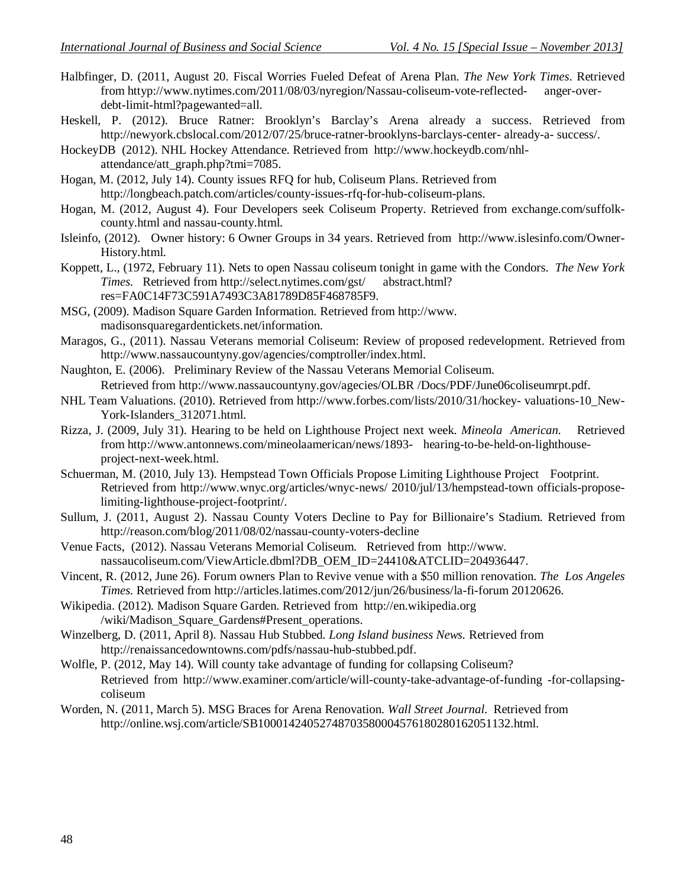Halbfinger, D. (2011, August 20. Fiscal Worries Fueled Defeat of Arena Plan. *The New York Times*. Retrieved from httyp://www.nytimes.com/2011/08/03/nyregion/Nassau-coliseum-vote-reflected- anger-over-debt-limit-html?pagewanted=all.

Heskell, P. (2012). Bruce Ratner: Brooklyn's Barclay's Arena already a success. Retrieved from http://newyork.cbslocal.com/2012/07/25/bruce-ratner-brooklyns-barclays-center- already-a- success/.

HockeyDB (2012). NHL Hockey Attendance. Retrieved from http://www.hockeydb.com/nhl-attendance/att_graph.php?tmi=7085.

Hogan, M. (2012, July 14). County issues RFQ for hub, Coliseum Plans. Retrieved from http://longbeach.patch.com/articles/county-issues-rfq-for-hub-coliseum-plans.

Hogan, M. (2012, August 4). Four Developers seek Coliseum Property. Retrieved from exchange.com/suffolk-county.html and nassau-county.html.

Isleinfo, (2012). Owner history: 6 Owner Groups in 34 years. Retrieved from http://www.islesinfo.com/Owner-History.html.

Koppett, L., (1972, February 11). Nets to open Nassau coliseum tonight in game with the Condors. *The New York Times*. Retrieved from http://select.nytimes.com/gst/ abstract.html?res=FA0C14F73C591A7493C3A81789D85F468785F9.

MSG, (2009). Madison Square Garden Information. Retrieved from http://www. madisonsquaregardentickets.net/information.

Maragos, G., (2011). Nassau Veterans memorial Coliseum: Review of proposed redevelopment. Retrieved from http://www.nassaucountyny.gov/agencies/comptroller/index.html.

Naughton, E. (2006). Preliminary Review of the Nassau Veterans Memorial Coliseum. Retrieved from http://www.nassaucountyny.gov/agecies/OLBR /Docs/PDF/June06coliseumrpt.pdf.

NHL Team Valuations. (2010). Retrieved from http://www.forbes.com/lists/2010/31/hockey- valuations-10_New-York-Islanders_312071.html.

Rizza, J. (2009, July 31). Hearing to be held on Lighthouse Project next week. *Mineola American*. Retrieved from http://www.antonnews.com/mineolaamerican/news/1893- hearing-to-be-held-on-lighthouse-project-next-week.html.

Schuerman, M. (2010, July 13). Hempstead Town Officials Propose Limiting Lighthouse Project Footprint. Retrieved from http://www.wnyc.org/articles/wnyc-news/ 2010/jul/13/hempstead-town officials-propose-limiting-lighthouse-project-footprint/.

Sullum, J. (2011, August 2). Nassau County Voters Decline to Pay for Billionaire's Stadium. Retrieved from http://reason.com/blog/2011/08/02/nassau-county-voters-decline

Venue Facts, (2012). Nassau Veterans Memorial Coliseum. Retrieved from http://www. nassaucoliseum.com/ViewArticle.dbml?DB_OEM_ID=24410&ATCLID=204936447.

Vincent, R. (2012, June 26). Forum owners Plan to Revive venue with a $50 million renovation. *The Los Angeles Times*. Retrieved from http://articles.latimes.com/2012/jun/26/business/la-fi-forum 20120626.

Wikipedia. (2012). Madison Square Garden. Retrieved from http://en.wikipedia.org /wiki/Madison_Square_Gardens#Present_operations.

Winzelberg, D. (2011, April 8). Nassau Hub Stubbed. *Long Island business News*. Retrieved from http://renaissancedowntowns.com/pdfs/nassau-hub-stubbed.pdf.

Wolfle, P. (2012, May 14). Will county take advantage of funding for collapsing Coliseum? Retrieved from http://www.examiner.com/article/will-county-take-advantage-of-funding -for-collapsing-coliseum

Worden, N. (2011, March 5). MSG Braces for Arena Renovation. *Wall Street Journal*. Retrieved from http://online.wsj.com/article/SB10001424052748703580004576180280162051132.html.